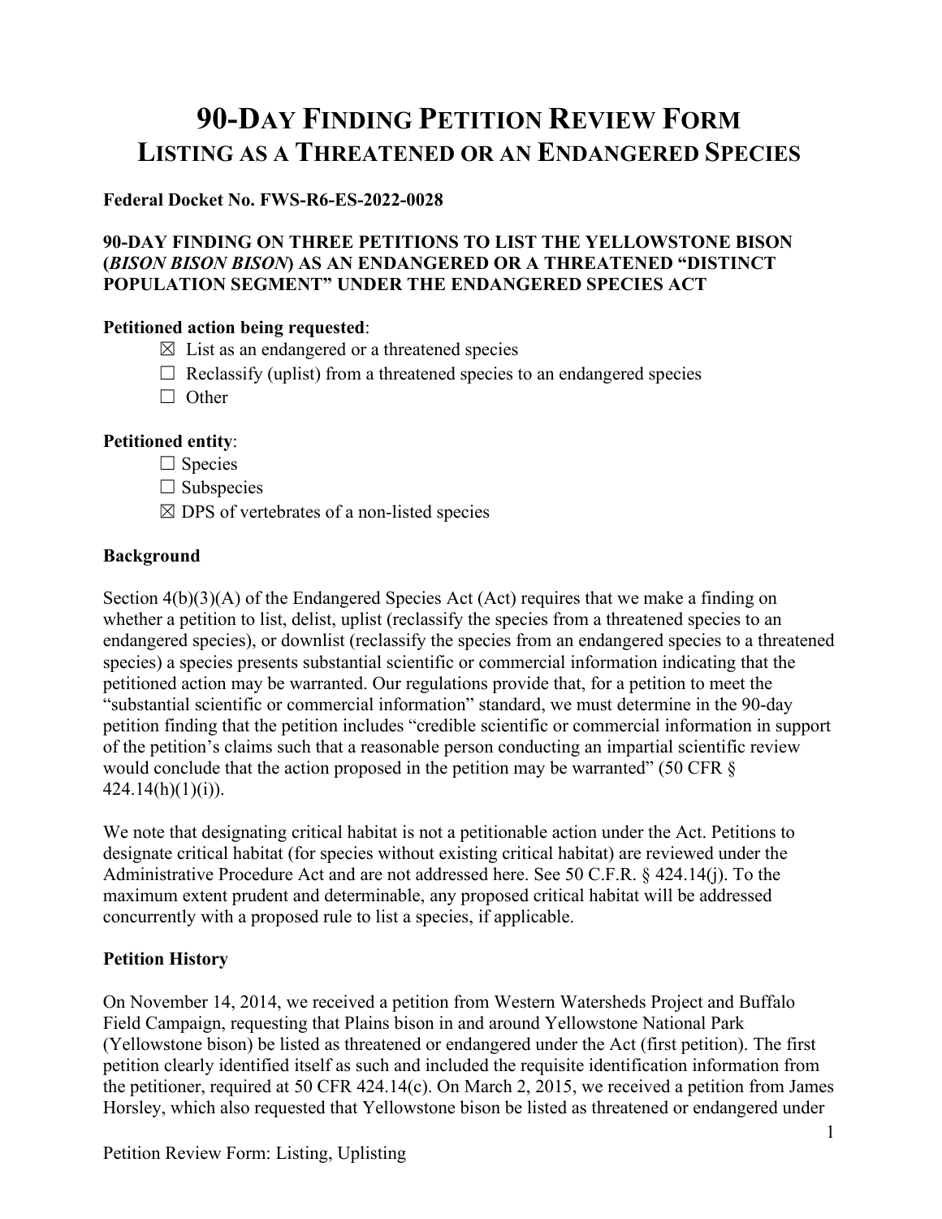# 90-DAY FINDING PETITION REVIEW FORM
## LISTING AS A THREATENED OR AN ENDANGERED SPECIES

**Federal Docket No. FWS-R6-ES-2022-0028**

**90-DAY FINDING ON THREE PETITIONS TO LIST THE YELLOWSTONE BISON (*BISON BISON BISON*) AS AN ENDANGERED OR A THREATENED "DISTINCT POPULATION SEGMENT" UNDER THE ENDANGERED SPECIES ACT**

**Petitioned action being requested**:

☒ List as an endangered or a threatened species
☐ Reclassify (uplist) from a threatened species to an endangered species
☐ Other

**Petitioned entity**:

☐ Species
☐ Subspecies
☒ DPS of vertebrates of a non-listed species

**Background**

Section 4(b)(3)(A) of the Endangered Species Act (Act) requires that we make a finding on whether a petition to list, delist, uplist (reclassify the species from a threatened species to an endangered species), or downlist (reclassify the species from an endangered species to a threatened species) a species presents substantial scientific or commercial information indicating that the petitioned action may be warranted. Our regulations provide that, for a petition to meet the "substantial scientific or commercial information" standard, we must determine in the 90-day petition finding that the petition includes "credible scientific or commercial information in support of the petition's claims such that a reasonable person conducting an impartial scientific review would conclude that the action proposed in the petition may be warranted" (50 CFR § 424.14(h)(1)(i)).

We note that designating critical habitat is not a petitionable action under the Act. Petitions to designate critical habitat (for species without existing critical habitat) are reviewed under the Administrative Procedure Act and are not addressed here. See 50 C.F.R. § 424.14(j). To the maximum extent prudent and determinable, any proposed critical habitat will be addressed concurrently with a proposed rule to list a species, if applicable.

**Petition History**

On November 14, 2014, we received a petition from Western Watersheds Project and Buffalo Field Campaign, requesting that Plains bison in and around Yellowstone National Park (Yellowstone bison) be listed as threatened or endangered under the Act (first petition). The first petition clearly identified itself as such and included the requisite identification information from the petitioner, required at 50 CFR 424.14(c). On March 2, 2015, we received a petition from James Horsley, which also requested that Yellowstone bison be listed as threatened or endangered under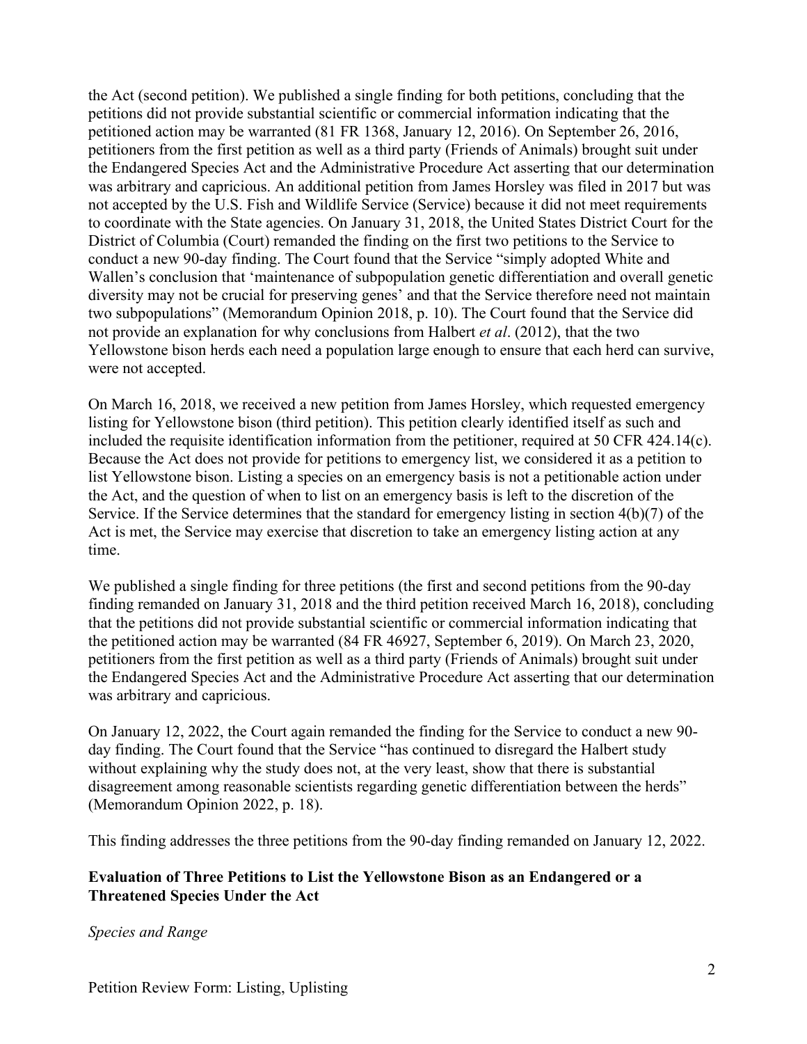the Act (second petition). We published a single finding for both petitions, concluding that the petitions did not provide substantial scientific or commercial information indicating that the petitioned action may be warranted (81 FR 1368, January 12, 2016). On September 26, 2016, petitioners from the first petition as well as a third party (Friends of Animals) brought suit under the Endangered Species Act and the Administrative Procedure Act asserting that our determination was arbitrary and capricious. An additional petition from James Horsley was filed in 2017 but was not accepted by the U.S. Fish and Wildlife Service (Service) because it did not meet requirements to coordinate with the State agencies. On January 31, 2018, the United States District Court for the District of Columbia (Court) remanded the finding on the first two petitions to the Service to conduct a new 90-day finding. The Court found that the Service "simply adopted White and Wallen's conclusion that 'maintenance of subpopulation genetic differentiation and overall genetic diversity may not be crucial for preserving genes' and that the Service therefore need not maintain two subpopulations" (Memorandum Opinion 2018, p. 10). The Court found that the Service did not provide an explanation for why conclusions from Halbert *et al*. (2012), that the two Yellowstone bison herds each need a population large enough to ensure that each herd can survive, were not accepted.

On March 16, 2018, we received a new petition from James Horsley, which requested emergency listing for Yellowstone bison (third petition). This petition clearly identified itself as such and included the requisite identification information from the petitioner, required at 50 CFR 424.14(c). Because the Act does not provide for petitions to emergency list, we considered it as a petition to list Yellowstone bison. Listing a species on an emergency basis is not a petitionable action under the Act, and the question of when to list on an emergency basis is left to the discretion of the Service. If the Service determines that the standard for emergency listing in section 4(b)(7) of the Act is met, the Service may exercise that discretion to take an emergency listing action at any time.

We published a single finding for three petitions (the first and second petitions from the 90-day finding remanded on January 31, 2018 and the third petition received March 16, 2018), concluding that the petitions did not provide substantial scientific or commercial information indicating that the petitioned action may be warranted (84 FR 46927, September 6, 2019). On March 23, 2020, petitioners from the first petition as well as a third party (Friends of Animals) brought suit under the Endangered Species Act and the Administrative Procedure Act asserting that our determination was arbitrary and capricious.

On January 12, 2022, the Court again remanded the finding for the Service to conduct a new 90-day finding. The Court found that the Service "has continued to disregard the Halbert study without explaining why the study does not, at the very least, show that there is substantial disagreement among reasonable scientists regarding genetic differentiation between the herds" (Memorandum Opinion 2022, p. 18).

This finding addresses the three petitions from the 90-day finding remanded on January 12, 2022.

## Evaluation of Three Petitions to List the Yellowstone Bison as an Endangered or a Threatened Species Under the Act

*Species and Range*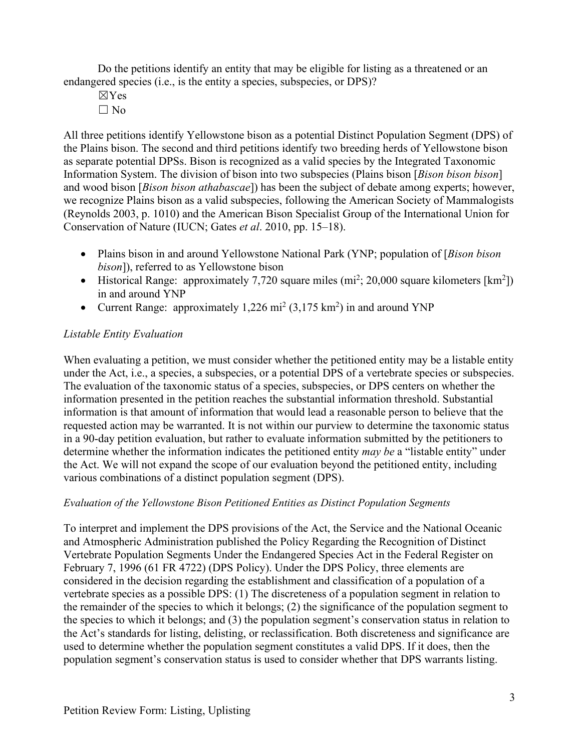Do the petitions identify an entity that may be eligible for listing as a threatened or an endangered species (i.e., is the entity a species, subspecies, or DPS)?

☒Yes
☐ No

All three petitions identify Yellowstone bison as a potential Distinct Population Segment (DPS) of the Plains bison. The second and third petitions identify two breeding herds of Yellowstone bison as separate potential DPSs. Bison is recognized as a valid species by the Integrated Taxonomic Information System. The division of bison into two subspecies (Plains bison [*Bison bison bison*] and wood bison [*Bison bison athabascae*]) has been the subject of debate among experts; however, we recognize Plains bison as a valid subspecies, following the American Society of Mammalogists (Reynolds 2003, p. 1010) and the American Bison Specialist Group of the International Union for Conservation of Nature (IUCN; Gates *et al*. 2010, pp. 15–18).

- Plains bison in and around Yellowstone National Park (YNP; population of [*Bison bison bison*]), referred to as Yellowstone bison
- Historical Range: approximately 7,720 square miles (mi$^2$; 20,000 square kilometers [km$^2$]) in and around YNP
- Current Range: approximately 1,226 mi$^2$ (3,175 km$^2$) in and around YNP

*Listable Entity Evaluation*

When evaluating a petition, we must consider whether the petitioned entity may be a listable entity under the Act, i.e., a species, a subspecies, or a potential DPS of a vertebrate species or subspecies. The evaluation of the taxonomic status of a species, subspecies, or DPS centers on whether the information presented in the petition reaches the substantial information threshold. Substantial information is that amount of information that would lead a reasonable person to believe that the requested action may be warranted. It is not within our purview to determine the taxonomic status in a 90-day petition evaluation, but rather to evaluate information submitted by the petitioners to determine whether the information indicates the petitioned entity *may be* a "listable entity" under the Act. We will not expand the scope of our evaluation beyond the petitioned entity, including various combinations of a distinct population segment (DPS).

*Evaluation of the Yellowstone Bison Petitioned Entities as Distinct Population Segments*

To interpret and implement the DPS provisions of the Act, the Service and the National Oceanic and Atmospheric Administration published the Policy Regarding the Recognition of Distinct Vertebrate Population Segments Under the Endangered Species Act in the Federal Register on February 7, 1996 (61 FR 4722) (DPS Policy). Under the DPS Policy, three elements are considered in the decision regarding the establishment and classification of a population of a vertebrate species as a possible DPS: (1) The discreteness of a population segment in relation to the remainder of the species to which it belongs; (2) the significance of the population segment to the species to which it belongs; and (3) the population segment's conservation status in relation to the Act's standards for listing, delisting, or reclassification. Both discreteness and significance are used to determine whether the population segment constitutes a valid DPS. If it does, then the population segment's conservation status is used to consider whether that DPS warrants listing.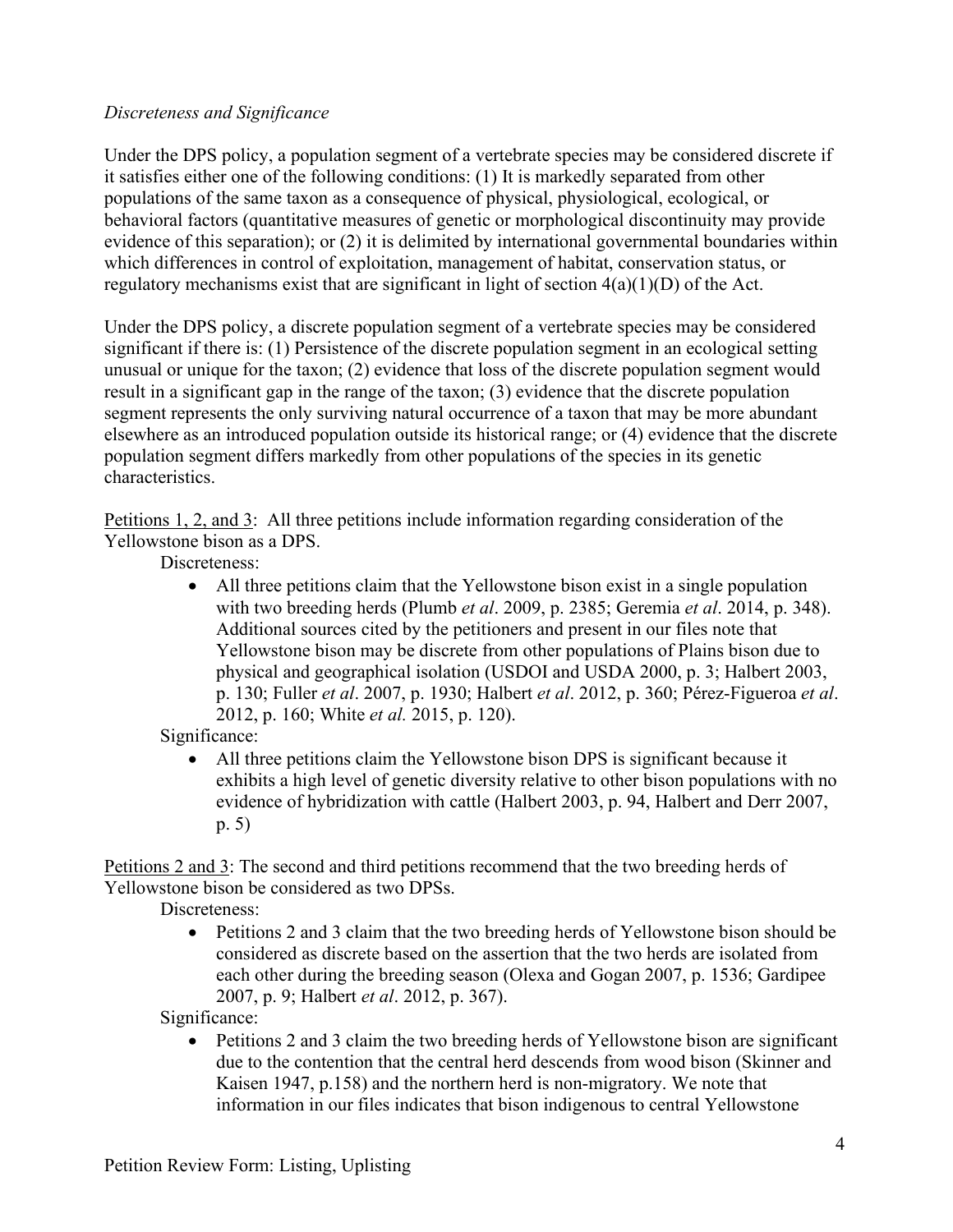*Discreteness and Significance*

Under the DPS policy, a population segment of a vertebrate species may be considered discrete if it satisfies either one of the following conditions: (1) It is markedly separated from other populations of the same taxon as a consequence of physical, physiological, ecological, or behavioral factors (quantitative measures of genetic or morphological discontinuity may provide evidence of this separation); or (2) it is delimited by international governmental boundaries within which differences in control of exploitation, management of habitat, conservation status, or regulatory mechanisms exist that are significant in light of section 4(a)(1)(D) of the Act.

Under the DPS policy, a discrete population segment of a vertebrate species may be considered significant if there is: (1) Persistence of the discrete population segment in an ecological setting unusual or unique for the taxon; (2) evidence that loss of the discrete population segment would result in a significant gap in the range of the taxon; (3) evidence that the discrete population segment represents the only surviving natural occurrence of a taxon that may be more abundant elsewhere as an introduced population outside its historical range; or (4) evidence that the discrete population segment differs markedly from other populations of the species in its genetic characteristics.

<u>Petitions 1, 2, and 3</u>: All three petitions include information regarding consideration of the Yellowstone bison as a DPS.

Discreteness:

- All three petitions claim that the Yellowstone bison exist in a single population with two breeding herds (Plumb *et al*. 2009, p. 2385; Geremia *et al*. 2014, p. 348). Additional sources cited by the petitioners and present in our files note that Yellowstone bison may be discrete from other populations of Plains bison due to physical and geographical isolation (USDOI and USDA 2000, p. 3; Halbert 2003, p. 130; Fuller *et al*. 2007, p. 1930; Halbert *et al*. 2012, p. 360; Pérez-Figueroa *et al*. 2012, p. 160; White *et al.* 2015, p. 120).

Significance:

- All three petitions claim the Yellowstone bison DPS is significant because it exhibits a high level of genetic diversity relative to other bison populations with no evidence of hybridization with cattle (Halbert 2003, p. 94, Halbert and Derr 2007, p. 5)

<u>Petitions 2 and 3</u>: The second and third petitions recommend that the two breeding herds of Yellowstone bison be considered as two DPSs.

Discreteness:

- Petitions 2 and 3 claim that the two breeding herds of Yellowstone bison should be considered as discrete based on the assertion that the two herds are isolated from each other during the breeding season (Olexa and Gogan 2007, p. 1536; Gardipee 2007, p. 9; Halbert *et al*. 2012, p. 367).

Significance:

- Petitions 2 and 3 claim the two breeding herds of Yellowstone bison are significant due to the contention that the central herd descends from wood bison (Skinner and Kaisen 1947, p.158) and the northern herd is non-migratory. We note that information in our files indicates that bison indigenous to central Yellowstone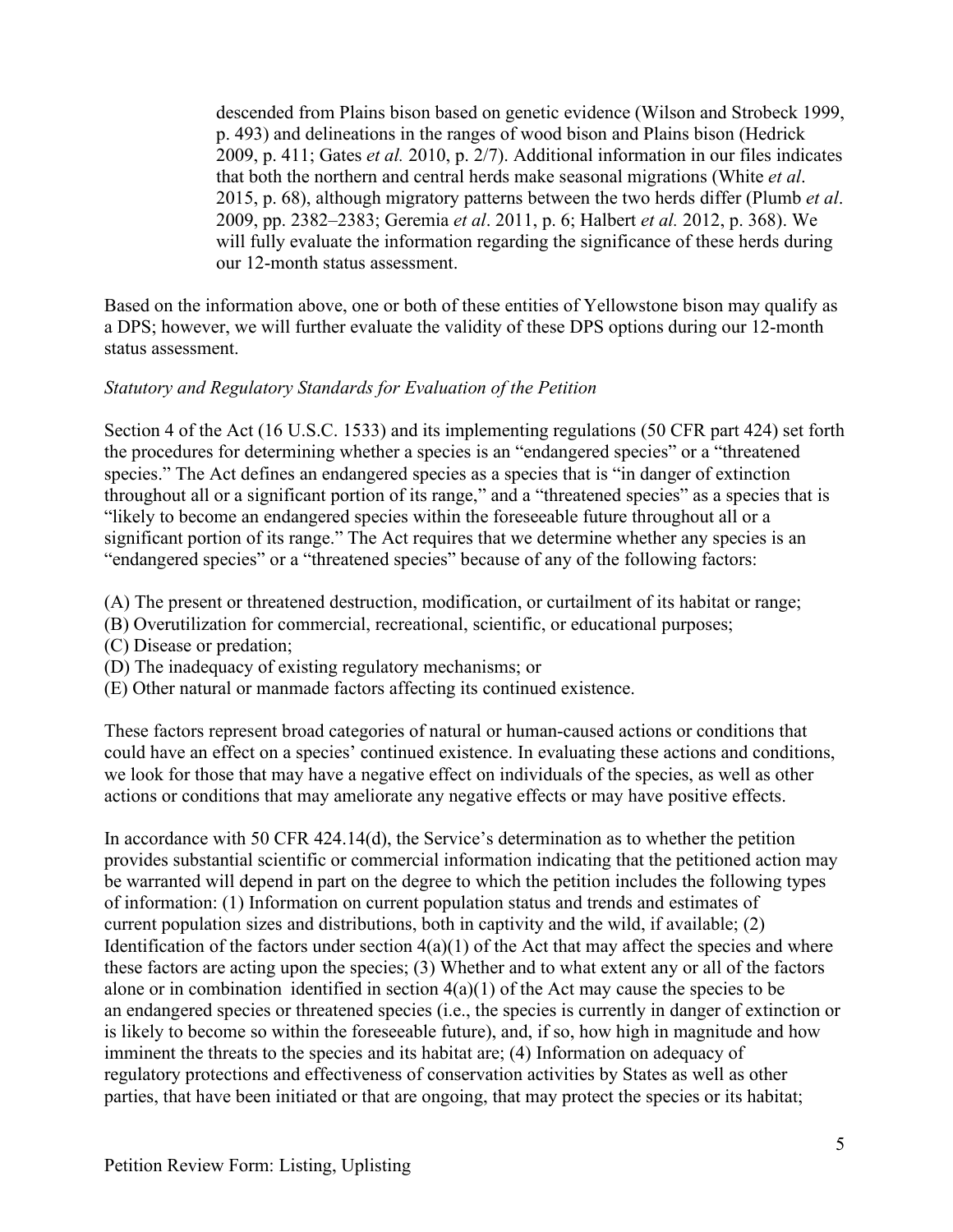> descended from Plains bison based on genetic evidence (Wilson and Strobeck 1999, p. 493) and delineations in the ranges of wood bison and Plains bison (Hedrick 2009, p. 411; Gates *et al.* 2010, p. 2/7). Additional information in our files indicates that both the northern and central herds make seasonal migrations (White *et al*. 2015, p. 68), although migratory patterns between the two herds differ (Plumb *et al*. 2009, pp. 2382–2383; Geremia *et al*. 2011, p. 6; Halbert *et al.* 2012, p. 368). We will fully evaluate the information regarding the significance of these herds during our 12-month status assessment.

Based on the information above, one or both of these entities of Yellowstone bison may qualify as a DPS; however, we will further evaluate the validity of these DPS options during our 12-month status assessment.

*Statutory and Regulatory Standards for Evaluation of the Petition*

Section 4 of the Act (16 U.S.C. 1533) and its implementing regulations (50 CFR part 424) set forth the procedures for determining whether a species is an "endangered species" or a "threatened species." The Act defines an endangered species as a species that is "in danger of extinction throughout all or a significant portion of its range," and a "threatened species" as a species that is "likely to become an endangered species within the foreseeable future throughout all or a significant portion of its range." The Act requires that we determine whether any species is an "endangered species" or a "threatened species" because of any of the following factors:

(A) The present or threatened destruction, modification, or curtailment of its habitat or range;
(B) Overutilization for commercial, recreational, scientific, or educational purposes;
(C) Disease or predation;
(D) The inadequacy of existing regulatory mechanisms; or
(E) Other natural or manmade factors affecting its continued existence.

These factors represent broad categories of natural or human-caused actions or conditions that could have an effect on a species' continued existence. In evaluating these actions and conditions, we look for those that may have a negative effect on individuals of the species, as well as other actions or conditions that may ameliorate any negative effects or may have positive effects.

In accordance with 50 CFR 424.14(d), the Service's determination as to whether the petition provides substantial scientific or commercial information indicating that the petitioned action may be warranted will depend in part on the degree to which the petition includes the following types of information: (1) Information on current population status and trends and estimates of current population sizes and distributions, both in captivity and the wild, if available; (2) Identification of the factors under section 4(a)(1) of the Act that may affect the species and where these factors are acting upon the species; (3) Whether and to what extent any or all of the factors alone or in combination identified in section 4(a)(1) of the Act may cause the species to be an endangered species or threatened species (i.e., the species is currently in danger of extinction or is likely to become so within the foreseeable future), and, if so, how high in magnitude and how imminent the threats to the species and its habitat are; (4) Information on adequacy of regulatory protections and effectiveness of conservation activities by States as well as other parties, that have been initiated or that are ongoing, that may protect the species or its habitat;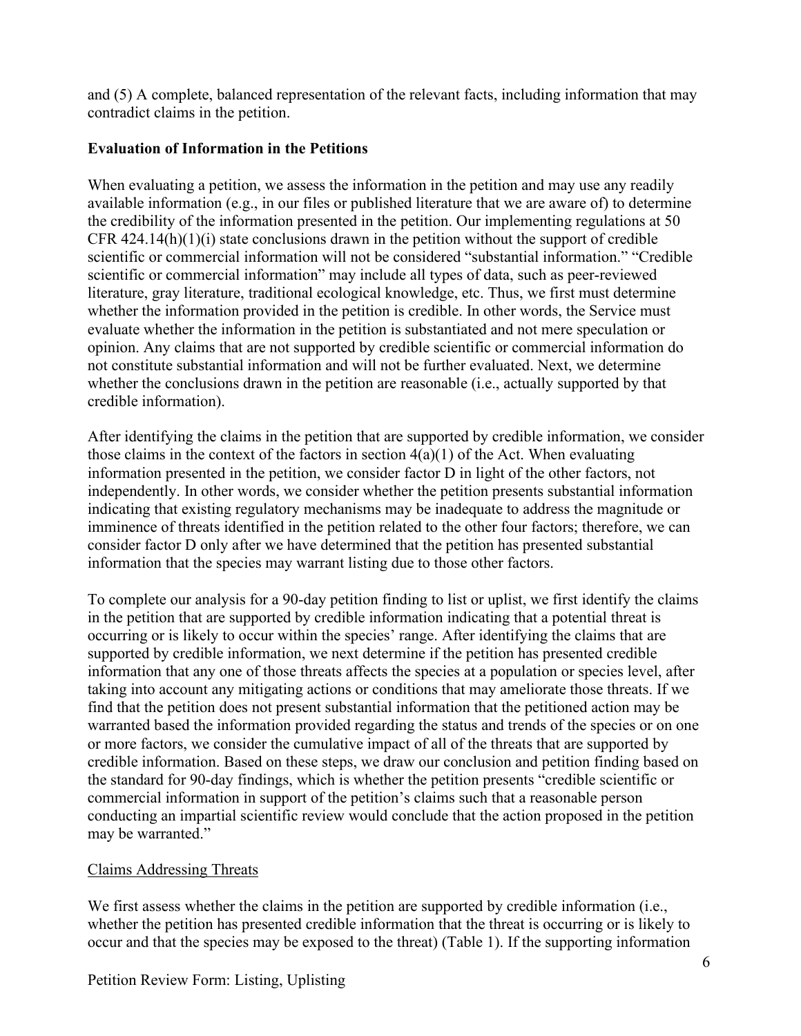and (5) A complete, balanced representation of the relevant facts, including information that may contradict claims in the petition.

**Evaluation of Information in the Petitions**

When evaluating a petition, we assess the information in the petition and may use any readily available information (e.g., in our files or published literature that we are aware of) to determine the credibility of the information presented in the petition. Our implementing regulations at 50 CFR 424.14(h)(1)(i) state conclusions drawn in the petition without the support of credible scientific or commercial information will not be considered "substantial information." "Credible scientific or commercial information" may include all types of data, such as peer-reviewed literature, gray literature, traditional ecological knowledge, etc. Thus, we first must determine whether the information provided in the petition is credible. In other words, the Service must evaluate whether the information in the petition is substantiated and not mere speculation or opinion. Any claims that are not supported by credible scientific or commercial information do not constitute substantial information and will not be further evaluated. Next, we determine whether the conclusions drawn in the petition are reasonable (i.e., actually supported by that credible information).

After identifying the claims in the petition that are supported by credible information, we consider those claims in the context of the factors in section 4(a)(1) of the Act. When evaluating information presented in the petition, we consider factor D in light of the other factors, not independently. In other words, we consider whether the petition presents substantial information indicating that existing regulatory mechanisms may be inadequate to address the magnitude or imminence of threats identified in the petition related to the other four factors; therefore, we can consider factor D only after we have determined that the petition has presented substantial information that the species may warrant listing due to those other factors.

To complete our analysis for a 90-day petition finding to list or uplist, we first identify the claims in the petition that are supported by credible information indicating that a potential threat is occurring or is likely to occur within the species' range. After identifying the claims that are supported by credible information, we next determine if the petition has presented credible information that any one of those threats affects the species at a population or species level, after taking into account any mitigating actions or conditions that may ameliorate those threats. If we find that the petition does not present substantial information that the petitioned action may be warranted based the information provided regarding the status and trends of the species or on one or more factors, we consider the cumulative impact of all of the threats that are supported by credible information. Based on these steps, we draw our conclusion and petition finding based on the standard for 90-day findings, which is whether the petition presents "credible scientific or commercial information in support of the petition's claims such that a reasonable person conducting an impartial scientific review would conclude that the action proposed in the petition may be warranted."

Claims Addressing Threats

We first assess whether the claims in the petition are supported by credible information (i.e., whether the petition has presented credible information that the threat is occurring or is likely to occur and that the species may be exposed to the threat) (Table 1). If the supporting information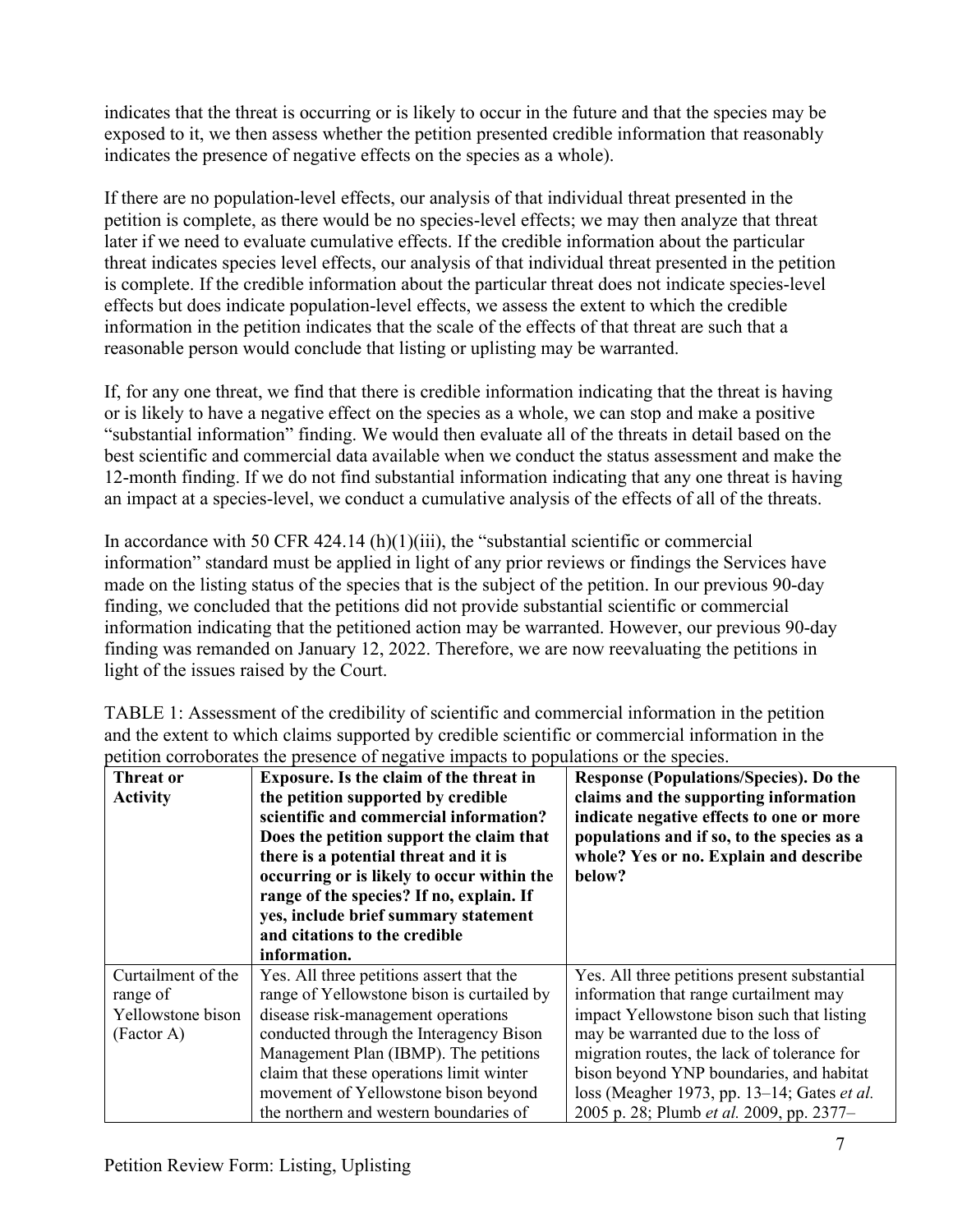indicates that the threat is occurring or is likely to occur in the future and that the species may be exposed to it, we then assess whether the petition presented credible information that reasonably indicates the presence of negative effects on the species as a whole).

If there are no population-level effects, our analysis of that individual threat presented in the petition is complete, as there would be no species-level effects; we may then analyze that threat later if we need to evaluate cumulative effects. If the credible information about the particular threat indicates species level effects, our analysis of that individual threat presented in the petition is complete. If the credible information about the particular threat does not indicate species-level effects but does indicate population-level effects, we assess the extent to which the credible information in the petition indicates that the scale of the effects of that threat are such that a reasonable person would conclude that listing or uplisting may be warranted.

If, for any one threat, we find that there is credible information indicating that the threat is having or is likely to have a negative effect on the species as a whole, we can stop and make a positive "substantial information" finding. We would then evaluate all of the threats in detail based on the best scientific and commercial data available when we conduct the status assessment and make the 12-month finding. If we do not find substantial information indicating that any one threat is having an impact at a species-level, we conduct a cumulative analysis of the effects of all of the threats.

In accordance with 50 CFR 424.14 (h)(1)(iii), the "substantial scientific or commercial information" standard must be applied in light of any prior reviews or findings the Services have made on the listing status of the species that is the subject of the petition. In our previous 90-day finding, we concluded that the petitions did not provide substantial scientific or commercial information indicating that the petitioned action may be warranted. However, our previous 90-day finding was remanded on January 12, 2022. Therefore, we are now reevaluating the petitions in light of the issues raised by the Court.

TABLE 1: Assessment of the credibility of scientific and commercial information in the petition and the extent to which claims supported by credible scientific or commercial information in the petition corroborates the presence of negative impacts to populations or the species.

| Threat or Activity | Exposure. Is the claim of the threat in the petition supported by credible scientific and commercial information? Does the petition support the claim that there is a potential threat and it is occurring or is likely to occur within the range of the species? If no, explain. If yes, include brief summary statement and citations to the credible information. | Response (Populations/Species). Do the claims and the supporting information indicate negative effects to one or more populations and if so, to the species as a whole? Yes or no. Explain and describe below? |
|---|---|---|
| Curtailment of the range of Yellowstone bison (Factor A) | Yes. All three petitions assert that the range of Yellowstone bison is curtailed by disease risk-management operations conducted through the Interagency Bison Management Plan (IBMP). The petitions claim that these operations limit winter movement of Yellowstone bison beyond the northern and western boundaries of | Yes. All three petitions present substantial information that range curtailment may impact Yellowstone bison such that listing may be warranted due to the loss of migration routes, the lack of tolerance for bison beyond YNP boundaries, and habitat loss (Meagher 1973, pp. 13–14; Gates *et al.* 2005 p. 28; Plumb *et al.* 2009, pp. 2377– |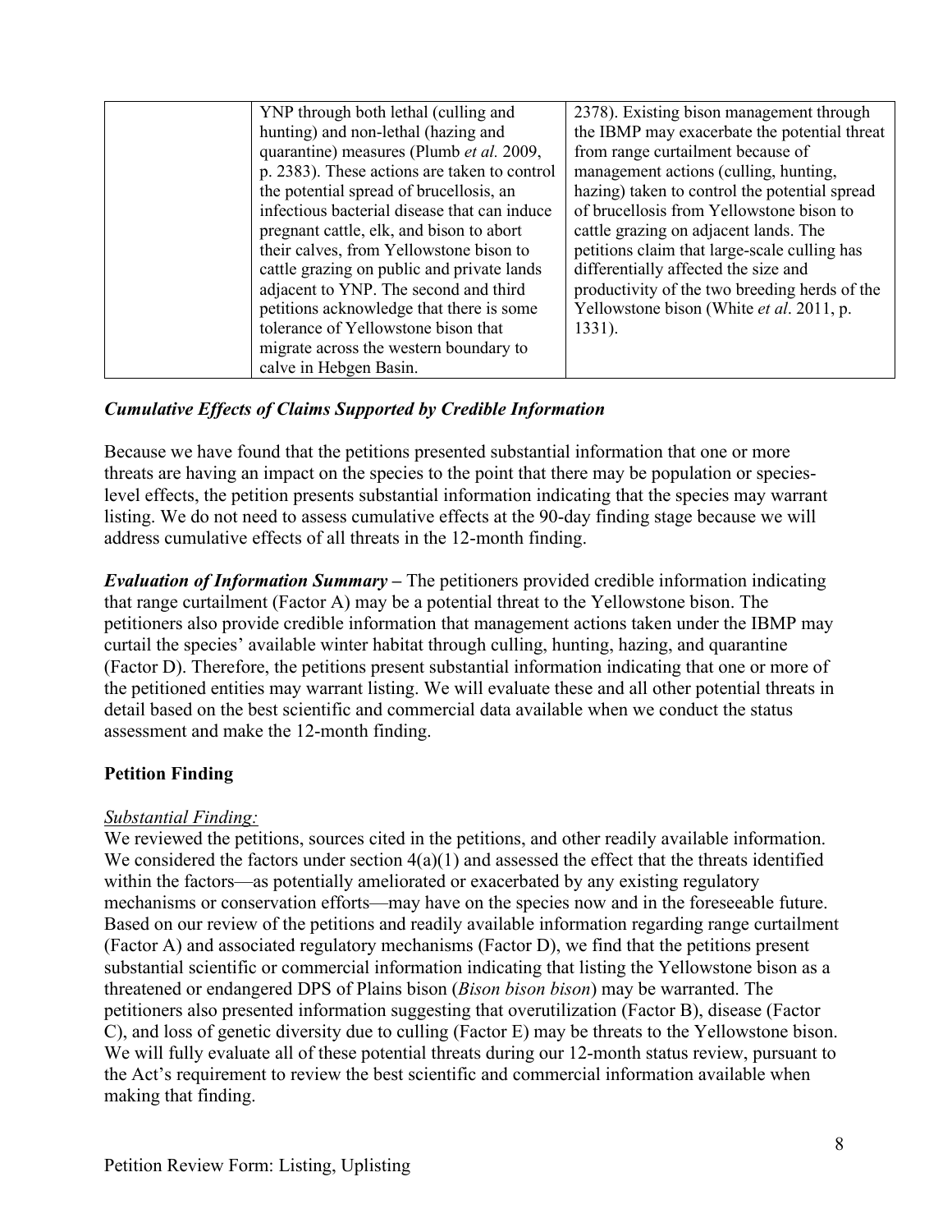| | | |
|---|---|---|
| | YNP through both lethal (culling and hunting) and non-lethal (hazing and quarantine) measures (Plumb *et al.* 2009, p. 2383). These actions are taken to control the potential spread of brucellosis, an infectious bacterial disease that can induce pregnant cattle, elk, and bison to abort their calves, from Yellowstone bison to cattle grazing on public and private lands adjacent to YNP. The second and third petitions acknowledge that there is some tolerance of Yellowstone bison that migrate across the western boundary to calve in Hebgen Basin. | 2378). Existing bison management through the IBMP may exacerbate the potential threat from range curtailment because of management actions (culling, hunting, hazing) taken to control the potential spread of brucellosis from Yellowstone bison to cattle grazing on adjacent lands. The petitions claim that large-scale culling has differentially affected the size and productivity of the two breeding herds of the Yellowstone bison (White *et al*. 2011, p. 1331). |

***Cumulative Effects of Claims Supported by Credible Information***

Because we have found that the petitions presented substantial information that one or more threats are having an impact on the species to the point that there may be population or species-level effects, the petition presents substantial information indicating that the species may warrant listing. We do not need to assess cumulative effects at the 90-day finding stage because we will address cumulative effects of all threats in the 12-month finding.

***Evaluation of Information Summary –*** The petitioners provided credible information indicating that range curtailment (Factor A) may be a potential threat to the Yellowstone bison. The petitioners also provide credible information that management actions taken under the IBMP may curtail the species' available winter habitat through culling, hunting, hazing, and quarantine (Factor D). Therefore, the petitions present substantial information indicating that one or more of the petitioned entities may warrant listing. We will evaluate these and all other potential threats in detail based on the best scientific and commercial data available when we conduct the status assessment and make the 12-month finding.

**Petition Finding**

*Substantial Finding:*

We reviewed the petitions, sources cited in the petitions, and other readily available information. We considered the factors under section 4(a)(1) and assessed the effect that the threats identified within the factors—as potentially ameliorated or exacerbated by any existing regulatory mechanisms or conservation efforts—may have on the species now and in the foreseeable future. Based on our review of the petitions and readily available information regarding range curtailment (Factor A) and associated regulatory mechanisms (Factor D), we find that the petitions present substantial scientific or commercial information indicating that listing the Yellowstone bison as a threatened or endangered DPS of Plains bison (*Bison bison bison*) may be warranted. The petitioners also presented information suggesting that overutilization (Factor B), disease (Factor C), and loss of genetic diversity due to culling (Factor E) may be threats to the Yellowstone bison. We will fully evaluate all of these potential threats during our 12-month status review, pursuant to the Act's requirement to review the best scientific and commercial information available when making that finding.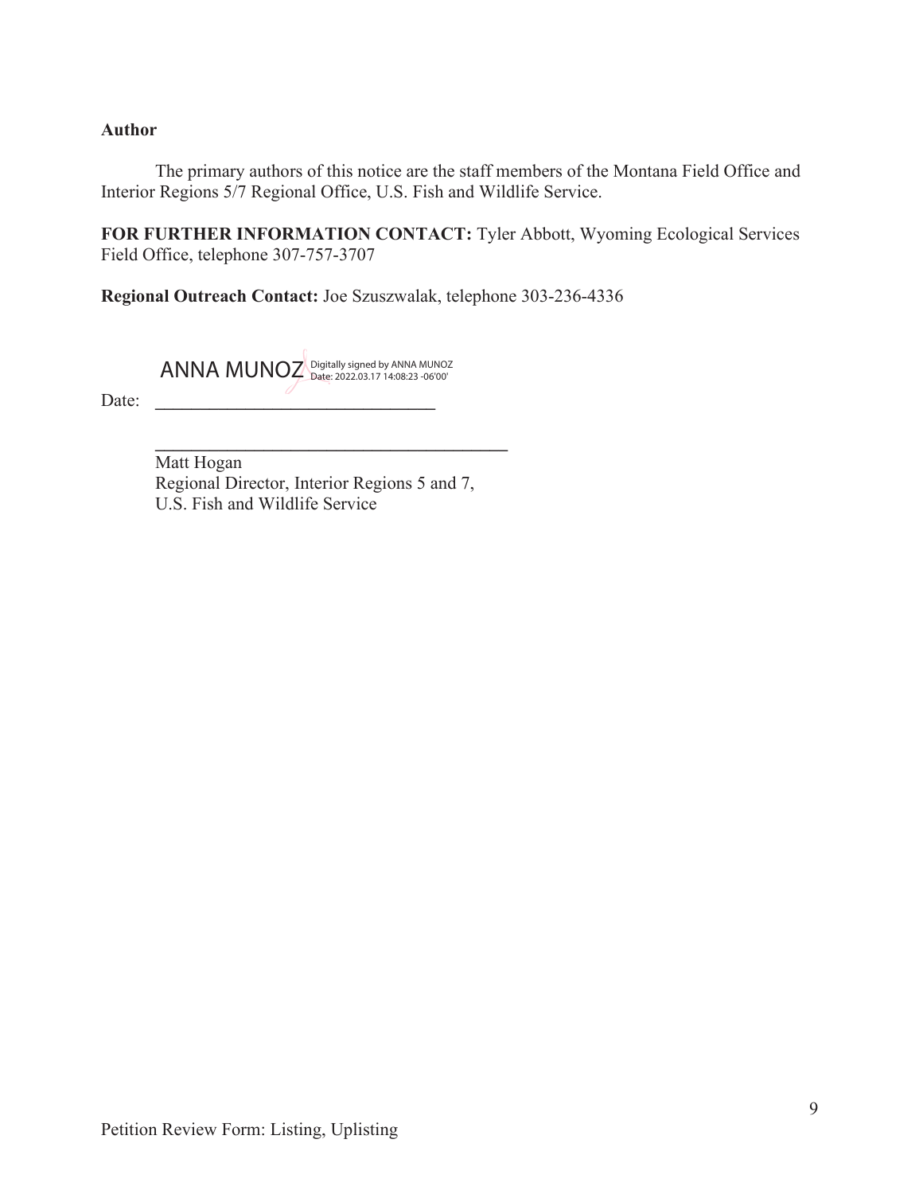**Author**

The primary authors of this notice are the staff members of the Montana Field Office and Interior Regions 5/7 Regional Office, U.S. Fish and Wildlife Service.

**FOR FURTHER INFORMATION CONTACT:** Tyler Abbott, Wyoming Ecological Services Field Office, telephone 307-757-3707

**Regional Outreach Contact:** Joe Szuszwalak, telephone 303-236-4336

ANNA MUNOZ Digitally signed by ANNA MUNOZ Date: 2022.03.17 14:08:23 -06'00'

Date: ______________________________

______________________________________

Matt Hogan
Regional Director, Interior Regions 5 and 7,
U.S. Fish and Wildlife Service

Petition Review Form: Listing, Uplisting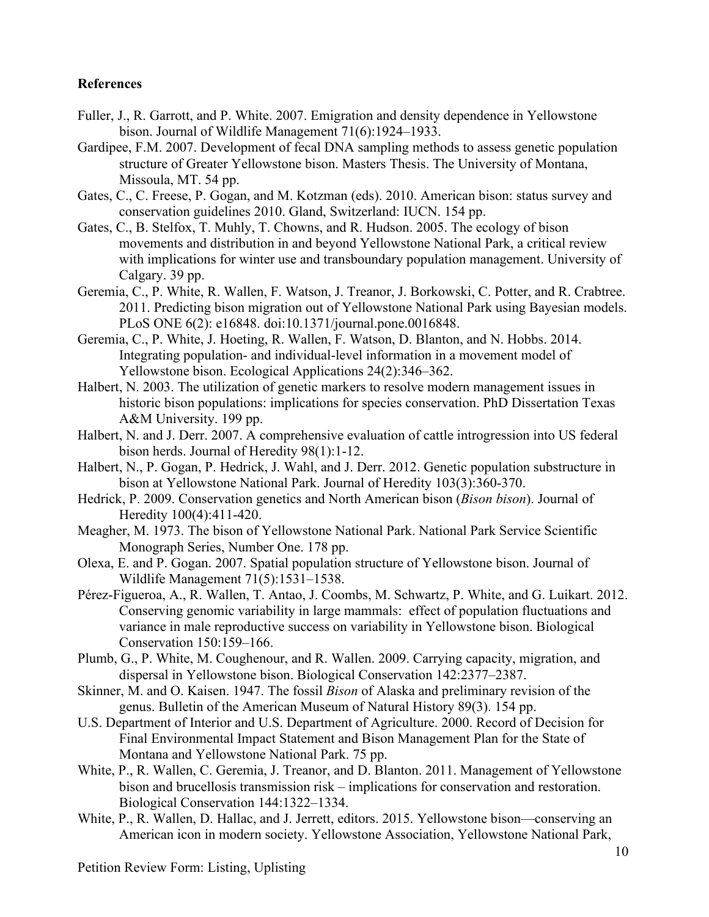**References**

Fuller, J., R. Garrott, and P. White. 2007. Emigration and density dependence in Yellowstone bison. Journal of Wildlife Management 71(6):1924–1933.

Gardipee, F.M. 2007. Development of fecal DNA sampling methods to assess genetic population structure of Greater Yellowstone bison. Masters Thesis. The University of Montana, Missoula, MT. 54 pp.

Gates, C., C. Freese, P. Gogan, and M. Kotzman (eds). 2010. American bison: status survey and conservation guidelines 2010. Gland, Switzerland: IUCN. 154 pp.

Gates, C., B. Stelfox, T. Muhly, T. Chowns, and R. Hudson. 2005. The ecology of bison movements and distribution in and beyond Yellowstone National Park, a critical review with implications for winter use and transboundary population management. University of Calgary. 39 pp.

Geremia, C., P. White, R. Wallen, F. Watson, J. Treanor, J. Borkowski, C. Potter, and R. Crabtree. 2011. Predicting bison migration out of Yellowstone National Park using Bayesian models. PLoS ONE 6(2): e16848. doi:10.1371/journal.pone.0016848.

Geremia, C., P. White, J. Hoeting, R. Wallen, F. Watson, D. Blanton, and N. Hobbs. 2014. Integrating population- and individual-level information in a movement model of Yellowstone bison. Ecological Applications 24(2):346–362.

Halbert, N. 2003. The utilization of genetic markers to resolve modern management issues in historic bison populations: implications for species conservation. PhD Dissertation Texas A&M University. 199 pp.

Halbert, N. and J. Derr. 2007. A comprehensive evaluation of cattle introgression into US federal bison herds. Journal of Heredity 98(1):1-12.

Halbert, N., P. Gogan, P. Hedrick, J. Wahl, and J. Derr. 2012. Genetic population substructure in bison at Yellowstone National Park. Journal of Heredity 103(3):360-370.

Hedrick, P. 2009. Conservation genetics and North American bison (*Bison bison*). Journal of Heredity 100(4):411-420.

Meagher, M. 1973. The bison of Yellowstone National Park. National Park Service Scientific Monograph Series, Number One. 178 pp.

Olexa, E. and P. Gogan. 2007. Spatial population structure of Yellowstone bison. Journal of Wildlife Management 71(5):1531–1538.

Pérez-Figueroa, A., R. Wallen, T. Antao, J. Coombs, M. Schwartz, P. White, and G. Luikart. 2012. Conserving genomic variability in large mammals: effect of population fluctuations and variance in male reproductive success on variability in Yellowstone bison. Biological Conservation 150:159–166.

Plumb, G., P. White, M. Coughenour, and R. Wallen. 2009. Carrying capacity, migration, and dispersal in Yellowstone bison. Biological Conservation 142:2377–2387.

Skinner, M. and O. Kaisen. 1947. The fossil *Bison* of Alaska and preliminary revision of the genus. Bulletin of the American Museum of Natural History 89(3). 154 pp.

U.S. Department of Interior and U.S. Department of Agriculture. 2000. Record of Decision for Final Environmental Impact Statement and Bison Management Plan for the State of Montana and Yellowstone National Park. 75 pp.

White, P., R. Wallen, C. Geremia, J. Treanor, and D. Blanton. 2011. Management of Yellowstone bison and brucellosis transmission risk – implications for conservation and restoration. Biological Conservation 144:1322–1334.

White, P., R. Wallen, D. Hallac, and J. Jerrett, editors. 2015. Yellowstone bison—conserving an American icon in modern society. Yellowstone Association, Yellowstone National Park,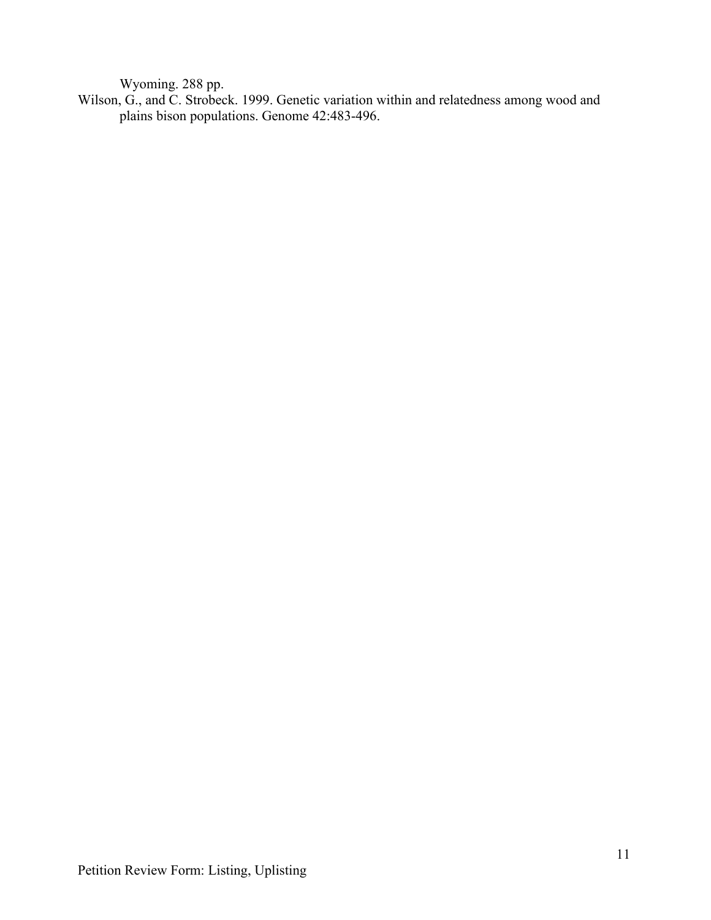Wyoming. 288 pp.

Wilson, G., and C. Strobeck. 1999. Genetic variation within and relatedness among wood and plains bison populations. Genome 42:483-496.